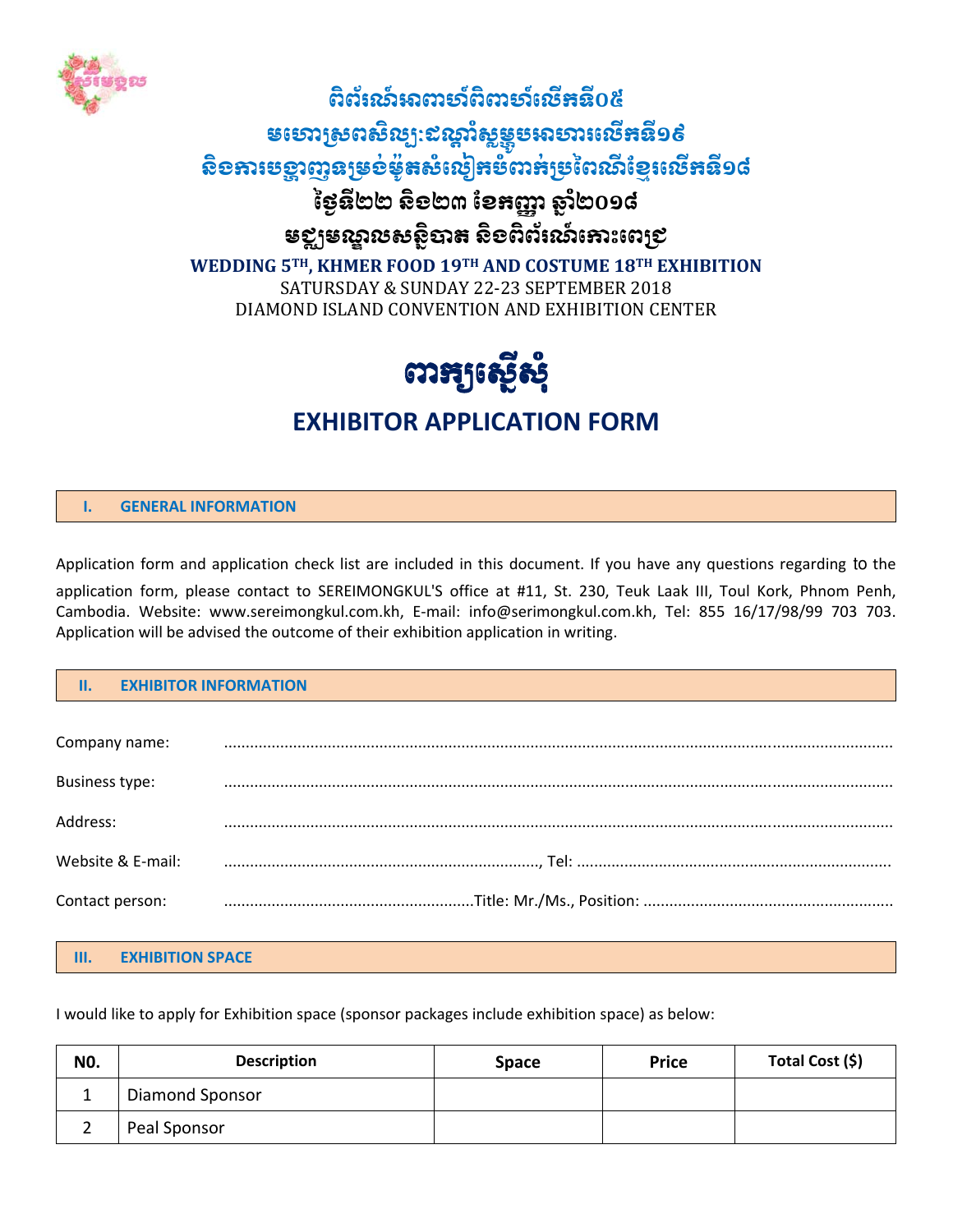ពិព័រណ៍អាពាហ៍ពិពាហ៍លើកទី០៥
មហោស្រពសិល្បៈដណ្ដាំស្លម្ហូបអាហារលើកទី១៩
និងការបង្ហាញទម្រង់ម៉ូតសំលៀកបំពាក់ប្រពៃណីខ្មែរលើកទី១៨
ថ្ងៃទី២២ និង២៣ ខែកញ្ញា ឆ្នាំ២០១៨
មជ្ឈមណ្ឌលសន្និបាត និងពិព័រណ៍កោះពេជ្រ

**WEDDING 5TH, KHMER FOOD 19TH AND COSTUME 18TH EXHIBITION**

SATURDAY & SUNDAY 22-23 SEPTEMBER 2018

DIAMOND ISLAND CONVENTION AND EXHIBITION CENTER

# ពាក្យស្នើសុំ

# EXHIBITOR APPLICATION FORM

## I. GENERAL INFORMATION

Application form and application check list are included in this document. If you have any questions regarding to the application form, please contact to SEREIMONGKUL'S office at #11, St. 230, Teuk Laak III, Toul Kork, Phnom Penh, Cambodia. Website: www.sereimongkul.com.kh, E-mail: info@serimongkul.com.kh, Tel: 855 16/17/98/99 703 703. Application will be advised the outcome of their exhibition application in writing.

## II. EXHIBITOR INFORMATION

Company name: ..........................................................................................................................................

Business type: ..........................................................................................................................................

Address: ..........................................................................................................................................

Website & E-mail: ........................................................................, Tel: ........................................................................

Contact person: .........................................................Title: Mr./Ms., Position: .........................................................

## III. EXHIBITION SPACE

I would like to apply for Exhibition space (sponsor packages include exhibition space) as below:

| N0. | Description | Space | Price | Total Cost ($) |
|---|---|---|---|---|
| 1 | Diamond Sponsor | | | |
| 2 | Peal Sponsor | | | |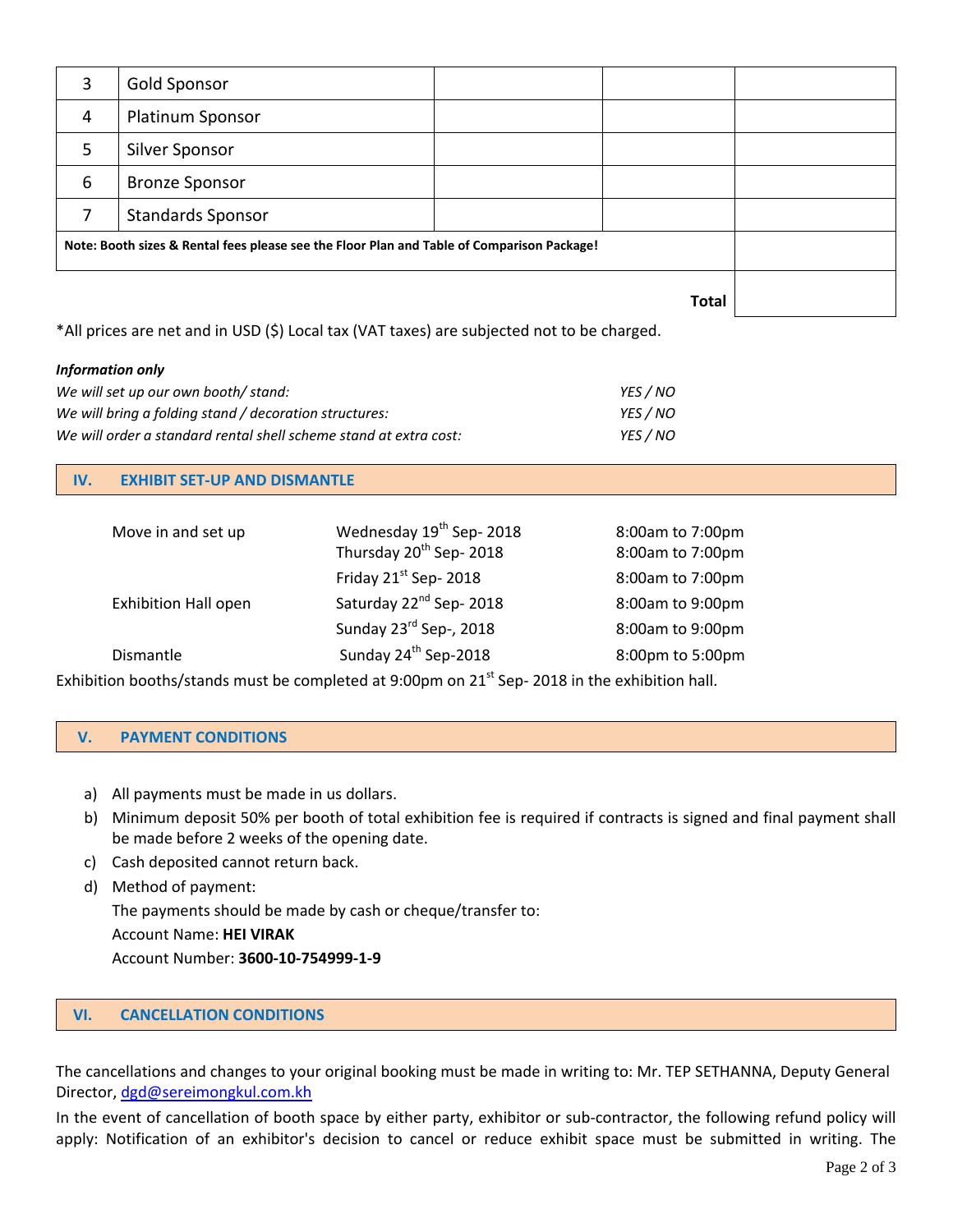| | | | | |
|---|---|---|---|---|
| 3 | Gold Sponsor | | | |
| 4 | Platinum Sponsor | | | |
| 5 | Silver Sponsor | | | |
| 6 | Bronze Sponsor | | | |
| 7 | Standards Sponsor | | | |
| **Note: Booth sizes & Rental fees please see the Floor Plan and Table of Comparison Package!** | | | | |
| | | | **Total** | |

*All prices are net and in USD ($) Local tax (VAT taxes) are subjected not to be charged.

***Information only***

*We will set up our own booth/ stand:* *YES / NO*

*We will bring a folding stand / decoration structures:* *YES / NO*

*We will order a standard rental shell scheme stand at extra cost:* *YES / NO*

## IV. EXHIBIT SET-UP AND DISMANTLE

| | | |
|---|---|---|
| Move in and set up | Wednesday 19th Sep- 2018 | 8:00am to 7:00pm |
| | Thursday 20th Sep- 2018 | 8:00am to 7:00pm |
| | Friday 21st Sep- 2018 | 8:00am to 7:00pm |
| Exhibition Hall open | Saturday 22nd Sep- 2018 | 8:00am to 9:00pm |
| | Sunday 23rd Sep-, 2018 | 8:00am to 9:00pm |
| Dismantle | Sunday 24th Sep-2018 | 8:00pm to 5:00pm |

Exhibition booths/stands must be completed at 9:00pm on 21st Sep- 2018 in the exhibition hall.

## V. PAYMENT CONDITIONS

a) All payments must be made in us dollars.
b) Minimum deposit 50% per booth of total exhibition fee is required if contracts is signed and final payment shall be made before 2 weeks of the opening date.
c) Cash deposited cannot return back.
d) Method of payment:
   The payments should be made by cash or cheque/transfer to:
   Account Name: **HEI VIRAK**
   Account Number: **3600-10-754999-1-9**

## VI. CANCELLATION CONDITIONS

The cancellations and changes to your original booking must be made in writing to: Mr. TEP SETHANNA, Deputy General Director, dgd@sereimongkul.com.kh

In the event of cancellation of booth space by either party, exhibitor or sub-contractor, the following refund policy will apply: Notification of an exhibitor's decision to cancel or reduce exhibit space must be submitted in writing. The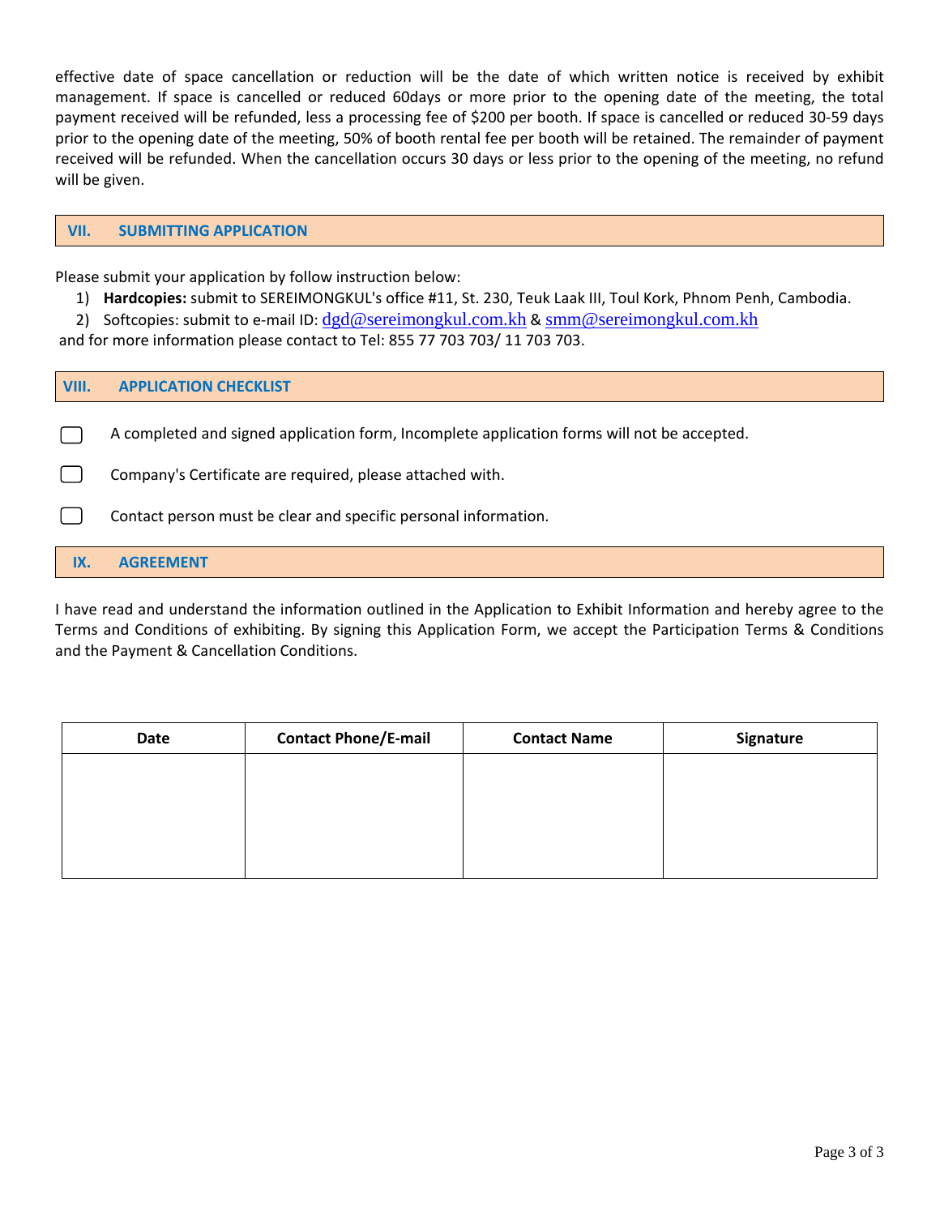effective date of space cancellation or reduction will be the date of which written notice is received by exhibit management. If space is cancelled or reduced 60days or more prior to the opening date of the meeting, the total payment received will be refunded, less a processing fee of $200 per booth. If space is cancelled or reduced 30-59 days prior to the opening date of the meeting, 50% of booth rental fee per booth will be retained. The remainder of payment received will be refunded. When the cancellation occurs 30 days or less prior to the opening of the meeting, no refund will be given.

## VII. SUBMITTING APPLICATION

Please submit your application by follow instruction below:

1) **Hardcopies:** submit to SEREIMONGKUL's office #11, St. 230, Teuk Laak III, Toul Kork, Phnom Penh, Cambodia.
2) Softcopies: submit to e-mail ID: dgd@sereimongkul.com.kh & smm@sereimongkul.com.kh

and for more information please contact to Tel: 855 77 703 703/ 11 703 703.

## VIII. APPLICATION CHECKLIST

- [ ] A completed and signed application form, Incomplete application forms will not be accepted.
- [ ] Company's Certificate are required, please attached with.
- [ ] Contact person must be clear and specific personal information.

## IX. AGREEMENT

I have read and understand the information outlined in the Application to Exhibit Information and hereby agree to the Terms and Conditions of exhibiting. By signing this Application Form, we accept the Participation Terms & Conditions and the Payment & Cancellation Conditions.

| Date | Contact Phone/E-mail | Contact Name | Signature |
|---|---|---|---|
| | | | |